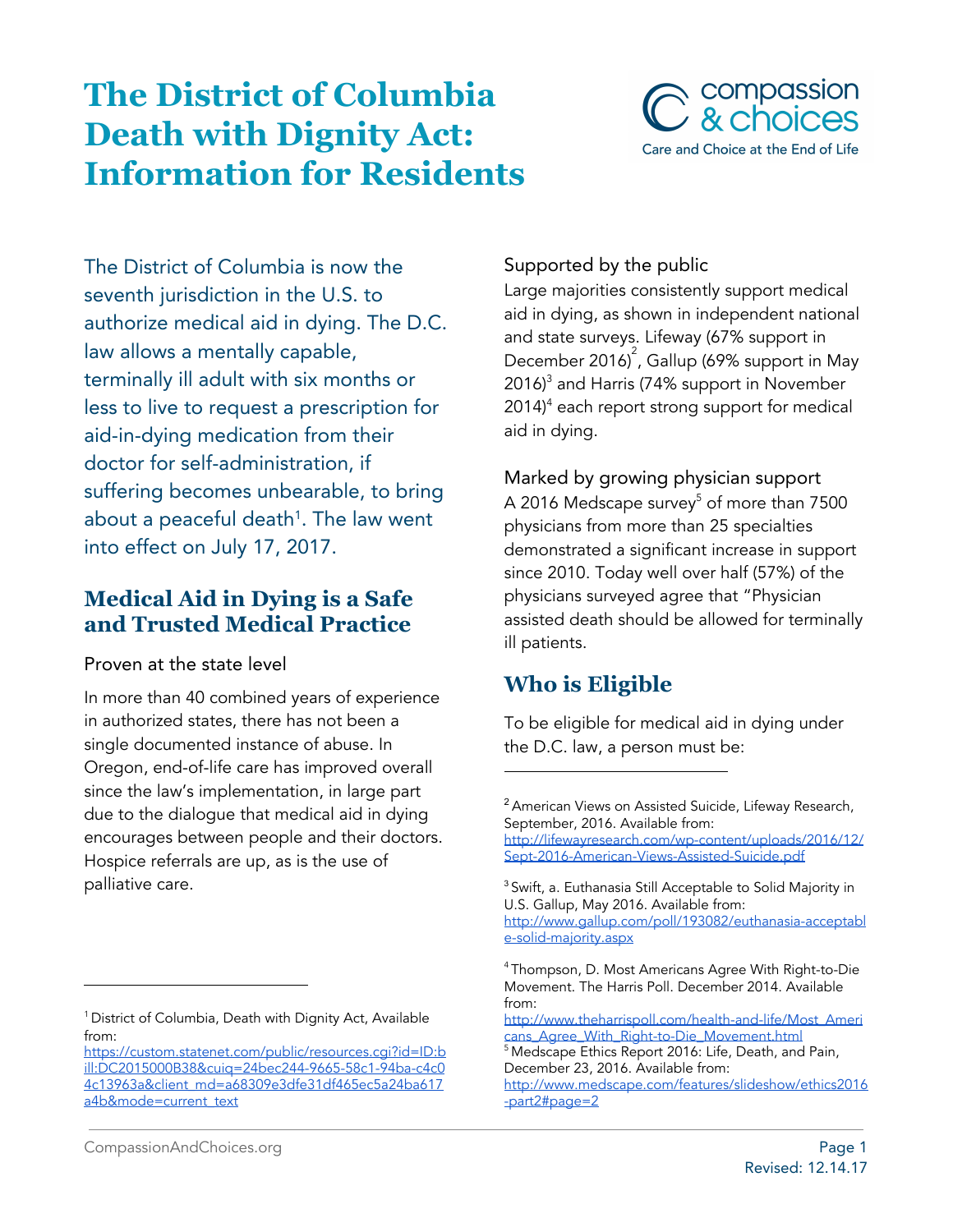# The District of Columbia Death with Dignity Act: Information for Residents

compassion & choices
Care and Choice at the End of Life

The District of Columbia is now the seventh jurisdiction in the U.S. to authorize medical aid in dying. The D.C. law allows a mentally capable, terminally ill adult with six months or less to live to request a prescription for aid-in-dying medication from their doctor for self-administration, if suffering becomes unbearable, to bring about a peaceful death[1]. The law went into effect on July 17, 2017.

## Medical Aid in Dying is a Safe and Trusted Medical Practice

### Proven at the state level

In more than 40 combined years of experience in authorized states, there has not been a single documented instance of abuse. In Oregon, end-of-life care has improved overall since the law's implementation, in large part due to the dialogue that medical aid in dying encourages between people and their doctors. Hospice referrals are up, as is the use of palliative care.

### Supported by the public

Large majorities consistently support medical aid in dying, as shown in independent national and state surveys. Lifeway (67% support in December 2016)[2], Gallup (69% support in May 2016)[3] and Harris (74% support in November 2014)[4] each report strong support for medical aid in dying.

### Marked by growing physician support

A 2016 Medscape survey[5] of more than 7500 physicians from more than 25 specialties demonstrated a significant increase in support since 2010. Today well over half (57%) of the physicians surveyed agree that "Physician assisted death should be allowed for terminally ill patients.

## Who is Eligible

To be eligible for medical aid in dying under the D.C. law, a person must be:

---

[1] District of Columbia, Death with Dignity Act, Available from: https://custom.statenet.com/public/resources.cgi?id=ID:bill:DC2015000B38&cuiq=24bec244-9665-58c1-94ba-c4c04c13963a&client_md=a68309e3dfe31df465ec5a24ba617a4b&mode=current_text

[2] American Views on Assisted Suicide, Lifeway Research, September, 2016. Available from: http://lifewayresearch.com/wp-content/uploads/2016/12/Sept-2016-American-Views-Assisted-Suicide.pdf

[3] Swift, a. Euthanasia Still Acceptable to Solid Majority in U.S. Gallup, May 2016. Available from: http://www.gallup.com/poll/193082/euthanasia-acceptable-solid-majority.aspx

[4] Thompson, D. Most Americans Agree With Right-to-Die Movement. The Harris Poll. December 2014. Available from: http://www.theharrispoll.com/health-and-life/Most_Americans_Agree_With_Right-to-Die_Movement.html

[5] Medscape Ethics Report 2016: Life, Death, and Pain, December 23, 2016. Available from: http://www.medscape.com/features/slideshow/ethics2016-part2#page=2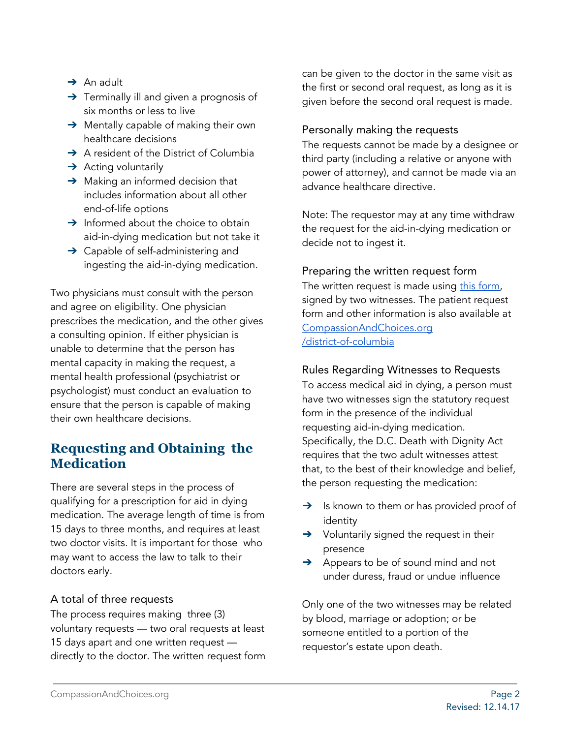- An adult
- Terminally ill and given a prognosis of six months or less to live
- Mentally capable of making their own healthcare decisions
- A resident of the District of Columbia
- Acting voluntarily
- Making an informed decision that includes information about all other end-of-life options
- Informed about the choice to obtain aid-in-dying medication but not take it
- Capable of self-administering and ingesting the aid-in-dying medication.

Two physicians must consult with the person and agree on eligibility. One physician prescribes the medication, and the other gives a consulting opinion. If either physician is unable to determine that the person has mental capacity in making the request, a mental health professional (psychiatrist or psychologist) must conduct an evaluation to ensure that the person is capable of making their own healthcare decisions.

## Requesting and Obtaining the Medication

There are several steps in the process of qualifying for a prescription for aid in dying medication. The average length of time is from 15 days to three months, and requires at least two doctor visits. It is important for those who may want to access the law to talk to their doctors early.

### A total of three requests

The process requires making three (3) voluntary requests — two oral requests at least 15 days apart and one written request — directly to the doctor. The written request form can be given to the doctor in the same visit as the first or second oral request, as long as it is given before the second oral request is made.

### Personally making the requests

The requests cannot be made by a designee or third party (including a relative or anyone with power of attorney), and cannot be made via an advance healthcare directive.

Note: The requestor may at any time withdraw the request for the aid-in-dying medication or decide not to ingest it.

### Preparing the written request form

The written request is made using this form, signed by two witnesses. The patient request form and other information is also available at CompassionAndChoices.org/district-of-columbia

### Rules Regarding Witnesses to Requests

To access medical aid in dying, a person must have two witnesses sign the statutory request form in the presence of the individual requesting aid-in-dying medication. Specifically, the D.C. Death with Dignity Act requires that the two adult witnesses attest that, to the best of their knowledge and belief, the person requesting the medication:

- Is known to them or has provided proof of identity
- Voluntarily signed the request in their presence
- Appears to be of sound mind and not under duress, fraud or undue influence

Only one of the two witnesses may be related by blood, marriage or adoption; or be someone entitled to a portion of the requestor's estate upon death.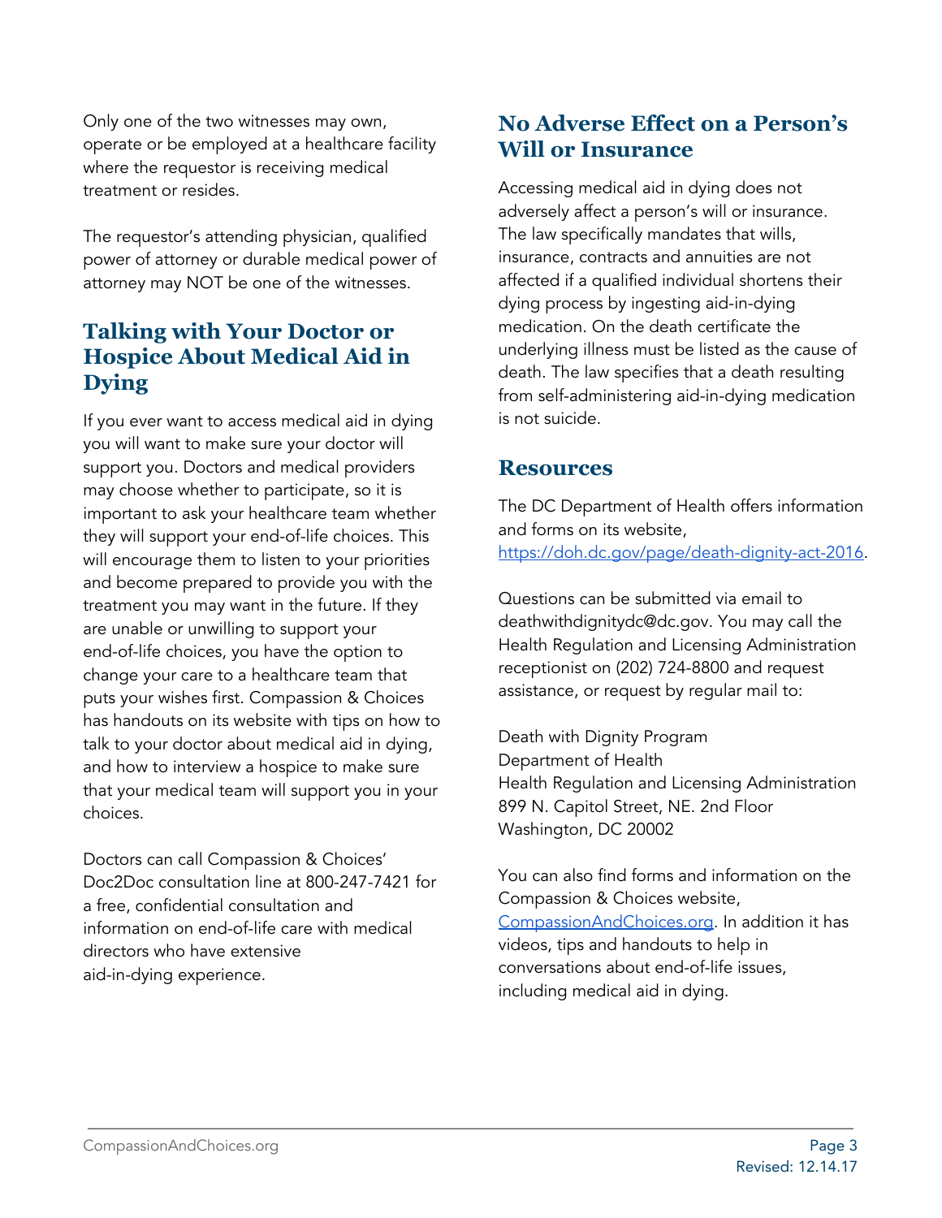Only one of the two witnesses may own, operate or be employed at a healthcare facility where the requestor is receiving medical treatment or resides.

The requestor's attending physician, qualified power of attorney or durable medical power of attorney may NOT be one of the witnesses.

## Talking with Your Doctor or Hospice About Medical Aid in Dying

If you ever want to access medical aid in dying you will want to make sure your doctor will support you. Doctors and medical providers may choose whether to participate, so it is important to ask your healthcare team whether they will support your end-of-life choices. This will encourage them to listen to your priorities and become prepared to provide you with the treatment you may want in the future. If they are unable or unwilling to support your end-of-life choices, you have the option to change your care to a healthcare team that puts your wishes first. Compassion & Choices has handouts on its website with tips on how to talk to your doctor about medical aid in dying, and how to interview a hospice to make sure that your medical team will support you in your choices.

Doctors can call Compassion & Choices' Doc2Doc consultation line at 800-247-7421 for a free, confidential consultation and information on end-of-life care with medical directors who have extensive aid-in-dying experience.

## No Adverse Effect on a Person's Will or Insurance

Accessing medical aid in dying does not adversely affect a person's will or insurance. The law specifically mandates that wills, insurance, contracts and annuities are not affected if a qualified individual shortens their dying process by ingesting aid-in-dying medication. On the death certificate the underlying illness must be listed as the cause of death. The law specifies that a death resulting from self-administering aid-in-dying medication is not suicide.

## Resources

The DC Department of Health offers information and forms on its website, https://doh.dc.gov/page/death-dignity-act-2016.

Questions can be submitted via email to deathwithdignitydc@dc.gov. You may call the Health Regulation and Licensing Administration receptionist on (202) 724-8800 and request assistance, or request by regular mail to:

Death with Dignity Program
Department of Health
Health Regulation and Licensing Administration
899 N. Capitol Street, NE. 2nd Floor
Washington, DC 20002

You can also find forms and information on the Compassion & Choices website, CompassionAndChoices.org. In addition it has videos, tips and handouts to help in conversations about end-of-life issues, including medical aid in dying.

Revised: 12.14.17